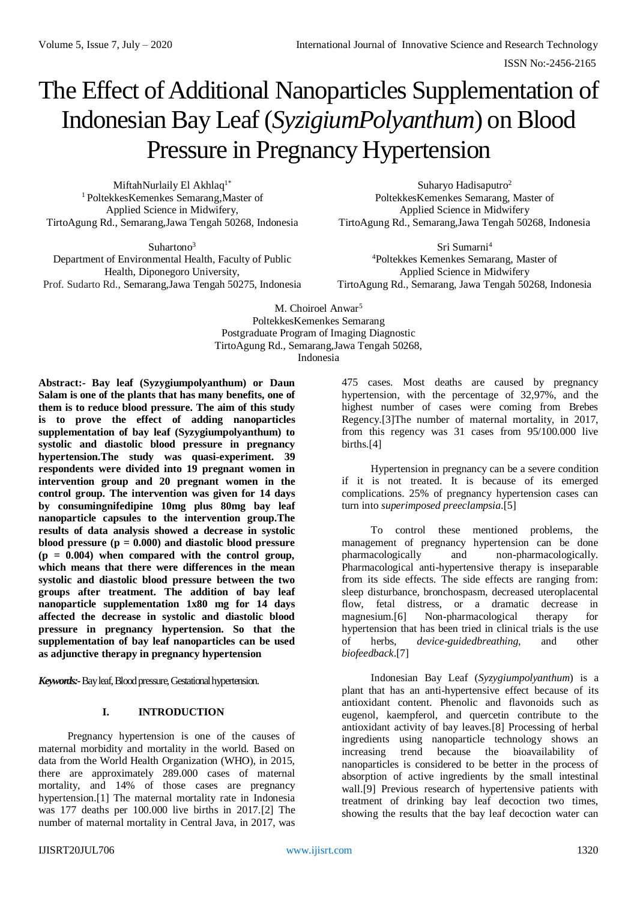# The Effect of Additional Nanoparticles Supplementation of Indonesian Bay Leaf (*SyzigiumPolyanthum*) on Blood Pressure in Pregnancy Hypertension

MiftahNurlaily El Akhlaq[1*]
[1] PoltekkesKemenkes Semarang,Master of Applied Science in Midwifery,
TirtoAgung Rd., Semarang,Jawa Tengah 50268, Indonesia

Suharyo Hadisaputro[2]
PoltekkesKemenkes Semarang, Master of Applied Science in Midwifery
TirtoAgung Rd., Semarang,Jawa Tengah 50268, Indonesia

Suhartono[3]
Department of Environmental Health, Faculty of Public Health, Diponegoro University,
Prof. Sudarto Rd., Semarang,Jawa Tengah 50275, Indonesia

Sri Sumarni[4]
[4]Poltekkes Kemenkes Semarang, Master of Applied Science in Midwifery
TirtoAgung Rd., Semarang, Jawa Tengah 50268, Indonesia

M. Choiroel Anwar[5]
PoltekkesKemenkes Semarang
Postgraduate Program of Imaging Diagnostic
TirtoAgung Rd., Semarang,Jawa Tengah 50268, Indonesia

**Abstract:- Bay leaf (Syzygiumpolyanthum) or Daun Salam is one of the plants that has many benefits, one of them is to reduce blood pressure. The aim of this study is to prove the effect of adding nanoparticles supplementation of bay leaf (Syzygiumpolyanthum) to systolic and diastolic blood pressure in pregnancy hypertension.The study was quasi-experiment. 39 respondents were divided into 19 pregnant women in intervention group and 20 pregnant women in the control group. The intervention was given for 14 days by consumingnifedipine 10mg plus 80mg bay leaf nanoparticle capsules to the intervention group.The results of data analysis showed a decrease in systolic blood pressure (p = 0.000) and diastolic blood pressure (p = 0.004) when compared with the control group, which means that there were differences in the mean systolic and diastolic blood pressure between the two groups after treatment. The addition of bay leaf nanoparticle supplementation 1x80 mg for 14 days affected the decrease in systolic and diastolic blood pressure in pregnancy hypertension. So that the supplementation of bay leaf nanoparticles can be used as adjunctive therapy in pregnancy hypertension**

***Keywords:-*** Bay leaf, Blood pressure, Gestational hypertension.

## I. INTRODUCTION

Pregnancy hypertension is one of the causes of maternal morbidity and mortality in the world. Based on data from the World Health Organization (WHO), in 2015, there are approximately 289.000 cases of maternal mortality, and 14% of those cases are pregnancy hypertension.[1] The maternal mortality rate in Indonesia was 177 deaths per 100.000 live births in 2017.[2] The number of maternal mortality in Central Java, in 2017, was 475 cases. Most deaths are caused by pregnancy hypertension, with the percentage of 32,97%, and the highest number of cases were coming from Brebes Regency.[3]The number of maternal mortality, in 2017, from this regency was 31 cases from 95/100.000 live births.[4]

Hypertension in pregnancy can be a severe condition if it is not treated. It is because of its emerged complications. 25% of pregnancy hypertension cases can turn into *superimposed preeclampsia*.[5]

To control these mentioned problems, the management of pregnancy hypertension can be done pharmacologically and non-pharmacologically. Pharmacological anti-hypertensive therapy is inseparable from its side effects. The side effects are ranging from: sleep disturbance, bronchospasm, decreased uteroplacental flow, fetal distress, or a dramatic decrease in magnesium.[6] Non-pharmacological therapy for hypertension that has been tried in clinical trials is the use of herbs, *device-guidedbreathing,* and other *biofeedback*.[7]

Indonesian Bay Leaf (*Syzygiumpolyanthum*) is a plant that has an anti-hypertensive effect because of its antioxidant content. Phenolic and flavonoids such as eugenol, kaempferol, and quercetin contribute to the antioxidant activity of bay leaves.[8] Processing of herbal ingredients using nanoparticle technology shows an increasing trend because the bioavailability of nanoparticles is considered to be better in the process of absorption of active ingredients by the small intestinal wall.[9] Previous research of hypertensive patients with treatment of drinking bay leaf decoction two times, showing the results that the bay leaf decoction water can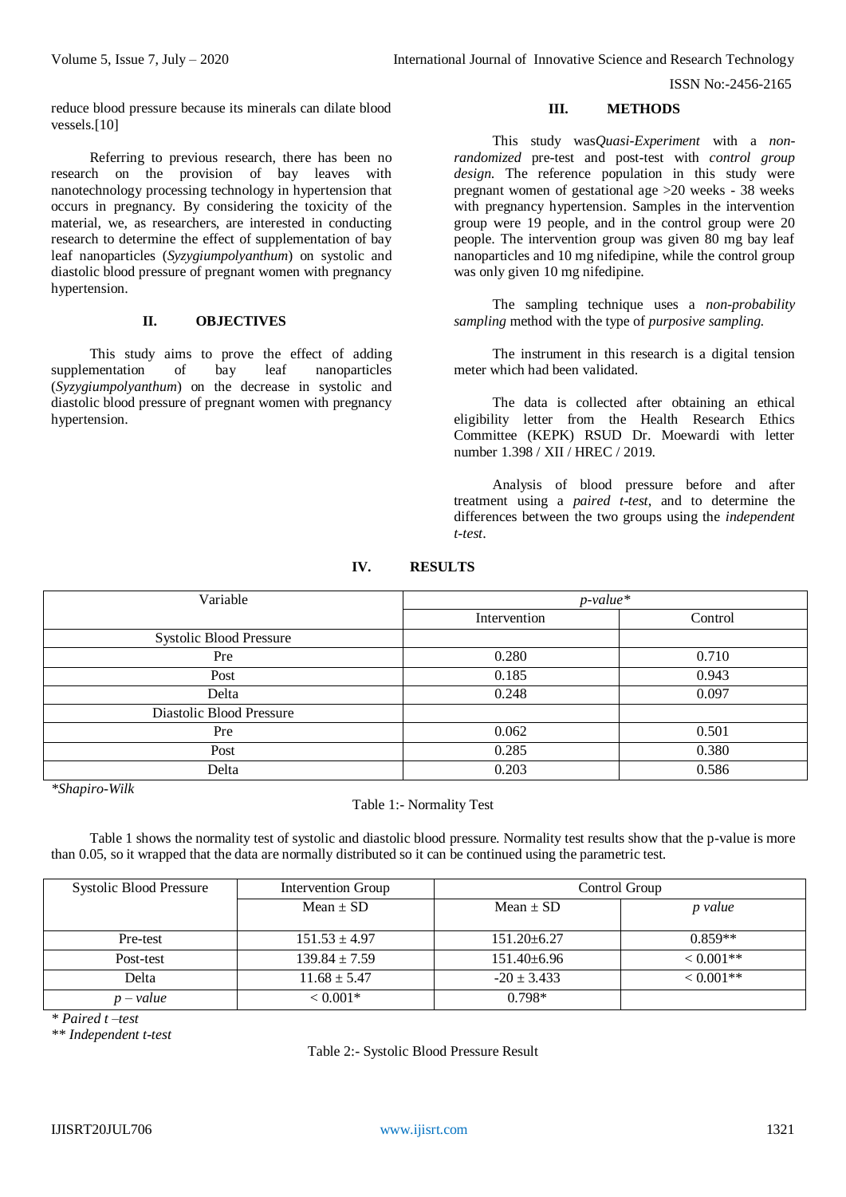reduce blood pressure because its minerals can dilate blood vessels.[10]

Referring to previous research, there has been no research on the provision of bay leaves with nanotechnology processing technology in hypertension that occurs in pregnancy. By considering the toxicity of the material, we, as researchers, are interested in conducting research to determine the effect of supplementation of bay leaf nanoparticles (*Syzygiumpolyanthum*) on systolic and diastolic blood pressure of pregnant women with pregnancy hypertension.

## II. OBJECTIVES

This study aims to prove the effect of adding supplementation of bay leaf nanoparticles (*Syzygiumpolyanthum*) on the decrease in systolic and diastolic blood pressure of pregnant women with pregnancy hypertension.

## III. METHODS

This study was*Quasi-Experiment* with a *non-randomized* pre-test and post-test with *control group design*. The reference population in this study were pregnant women of gestational age >20 weeks - 38 weeks with pregnancy hypertension. Samples in the intervention group were 19 people, and in the control group were 20 people. The intervention group was given 80 mg bay leaf nanoparticles and 10 mg nifedipine, while the control group was only given 10 mg nifedipine.

The sampling technique uses a *non-probability sampling* method with the type of *purposive sampling.*

The instrument in this research is a digital tension meter which had been validated.

The data is collected after obtaining an ethical eligibility letter from the Health Research Ethics Committee (KEPK) RSUD Dr. Moewardi with letter number 1.398 / XII / HREC / 2019.

Analysis of blood pressure before and after treatment using a *paired t-test*, and to determine the differences between the two groups using the *independent t-test*.

## IV. RESULTS

| Variable | *p-value\** | |
|---|---|---|
| | Intervention | Control |
| Systolic Blood Pressure | | |
| Pre | 0.280 | 0.710 |
| Post | 0.185 | 0.943 |
| Delta | 0.248 | 0.097 |
| Diastolic Blood Pressure | | |
| Pre | 0.062 | 0.501 |
| Post | 0.285 | 0.380 |
| Delta | 0.203 | 0.586 |

*\*Shapiro-Wilk*

Table 1:- Normality Test

Table 1 shows the normality test of systolic and diastolic blood pressure. Normality test results show that the p-value is more than 0.05, so it wrapped that the data are normally distributed so it can be continued using the parametric test.

| Systolic Blood Pressure | Intervention Group | Control Group | |
|---|---|---|---|
| | Mean ± SD | Mean ± SD | *p value* |
| Pre-test | 151.53 ± 4.97 | 151.20±6.27 | 0.859\*\* |
| Post-test | 139.84 ± 7.59 | 151.40±6.96 | < 0.001\*\* |
| Delta | 11.68 ± 5.47 | -20 ± 3.433 | < 0.001\*\* |
| *p – value* | < 0.001\* | 0.798\* | |

*\* Paired t –test*
*\*\* Independent t-test*

Table 2:- Systolic Blood Pressure Result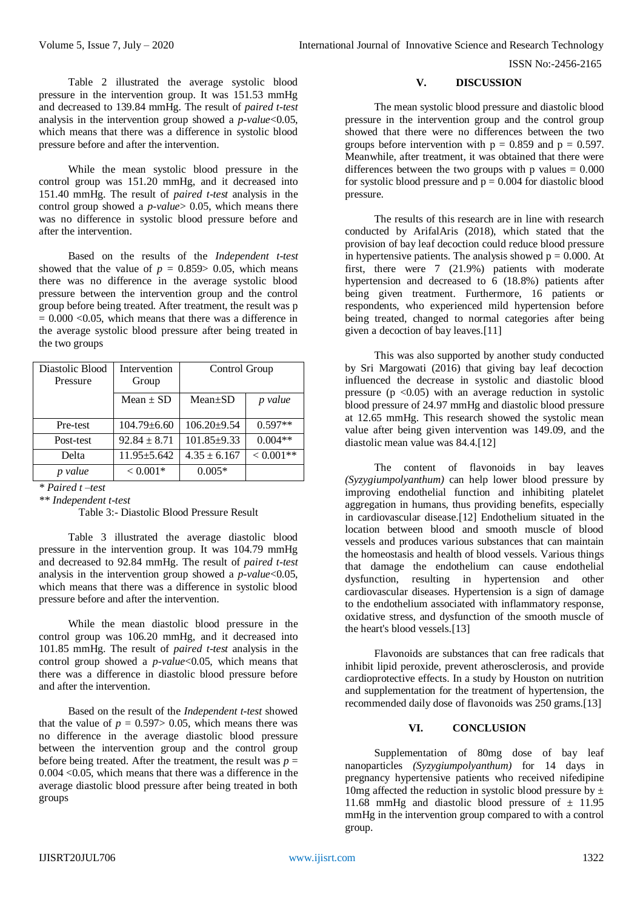Table 2 illustrated the average systolic blood pressure in the intervention group. It was 151.53 mmHg and decreased to 139.84 mmHg. The result of *paired t-test* analysis in the intervention group showed a *p-value*<0.05, which means that there was a difference in systolic blood pressure before and after the intervention.

While the mean systolic blood pressure in the control group was 151.20 mmHg, and it decreased into 151.40 mmHg. The result of *paired t-test* analysis in the control group showed a *p-value*> 0.05, which means there was no difference in systolic blood pressure before and after the intervention.

Based on the results of the *Independent t-test* showed that the value of $p$ = 0.859> 0.05, which means there was no difference in the average systolic blood pressure between the intervention group and the control group before being treated. After treatment, the result was p = 0.000 <0.05, which means that there was a difference in the average systolic blood pressure after being treated in the two groups

| Diastolic Blood Pressure | Intervention Group | Control Group | |
|---|---|---|---|
| | Mean ± SD | Mean±SD | *p value* |
| Pre-test | 104.79±6.60 | 106.20±9.54 | 0.597** |
| Post-test | 92.84 ± 8.71 | 101.85±9.33 | 0.004** |
| Delta | 11.95±5.642 | 4.35 ± 6.167 | < 0.001** |
| *p value* | < 0.001* | 0.005* | |

*\* Paired t –test*

*\*\* Independent t-test*

Table 3:- Diastolic Blood Pressure Result

Table 3 illustrated the average diastolic blood pressure in the intervention group. It was 104.79 mmHg and decreased to 92.84 mmHg. The result of *paired t-test* analysis in the intervention group showed a *p-value*<0.05, which means that there was a difference in systolic blood pressure before and after the intervention.

While the mean diastolic blood pressure in the control group was 106.20 mmHg, and it decreased into 101.85 mmHg. The result of *paired t-test* analysis in the control group showed a *p-value*<0.05, which means that there was a difference in diastolic blood pressure before and after the intervention.

Based on the result of the *Independent t-test* showed that the value of $p$ = 0.597> 0.05, which means there was no difference in the average diastolic blood pressure between the intervention group and the control group before being treated. After the treatment, the result was $p$ = 0.004 <0.05, which means that there was a difference in the average diastolic blood pressure after being treated in both groups

## V. DISCUSSION

The mean systolic blood pressure and diastolic blood pressure in the intervention group and the control group showed that there were no differences between the two groups before intervention with p = 0.859 and p = 0.597. Meanwhile, after treatment, it was obtained that there were differences between the two groups with p values = 0.000 for systolic blood pressure and p = 0.004 for diastolic blood pressure.

The results of this research are in line with research conducted by ArifalAris (2018), which stated that the provision of bay leaf decoction could reduce blood pressure in hypertensive patients. The analysis showed p = 0.000. At first, there were 7 (21.9%) patients with moderate hypertension and decreased to 6 (18.8%) patients after being given treatment. Furthermore, 16 patients or respondents, who experienced mild hypertension before being treated, changed to normal categories after being given a decoction of bay leaves.[11]

This was also supported by another study conducted by Sri Margowati (2016) that giving bay leaf decoction influenced the decrease in systolic and diastolic blood pressure (p <0.05) with an average reduction in systolic blood pressure of 24.97 mmHg and diastolic blood pressure at 12.65 mmHg. This research showed the systolic mean value after being given intervention was 149.09, and the diastolic mean value was 84.4.[12]

The content of flavonoids in bay leaves *(Syzygiumpolyanthum)* can help lower blood pressure by improving endothelial function and inhibiting platelet aggregation in humans, thus providing benefits, especially in cardiovascular disease.[12] Endothelium situated in the location between blood and smooth muscle of blood vessels and produces various substances that can maintain the homeostasis and health of blood vessels. Various things that damage the endothelium can cause endothelial dysfunction, resulting in hypertension and other cardiovascular diseases. Hypertension is a sign of damage to the endothelium associated with inflammatory response, oxidative stress, and dysfunction of the smooth muscle of the heart's blood vessels.[13]

Flavonoids are substances that can free radicals that inhibit lipid peroxide, prevent atherosclerosis, and provide cardioprotective effects. In a study by Houston on nutrition and supplementation for the treatment of hypertension, the recommended daily dose of flavonoids was 250 grams.[13]

## VI. CONCLUSION

Supplementation of 80mg dose of bay leaf nanoparticles *(Syzygiumpolyanthum)* for 14 days in pregnancy hypertensive patients who received nifedipine 10mg affected the reduction in systolic blood pressure by ± 11.68 mmHg and diastolic blood pressure of ± 11.95 mmHg in the intervention group compared to with a control group.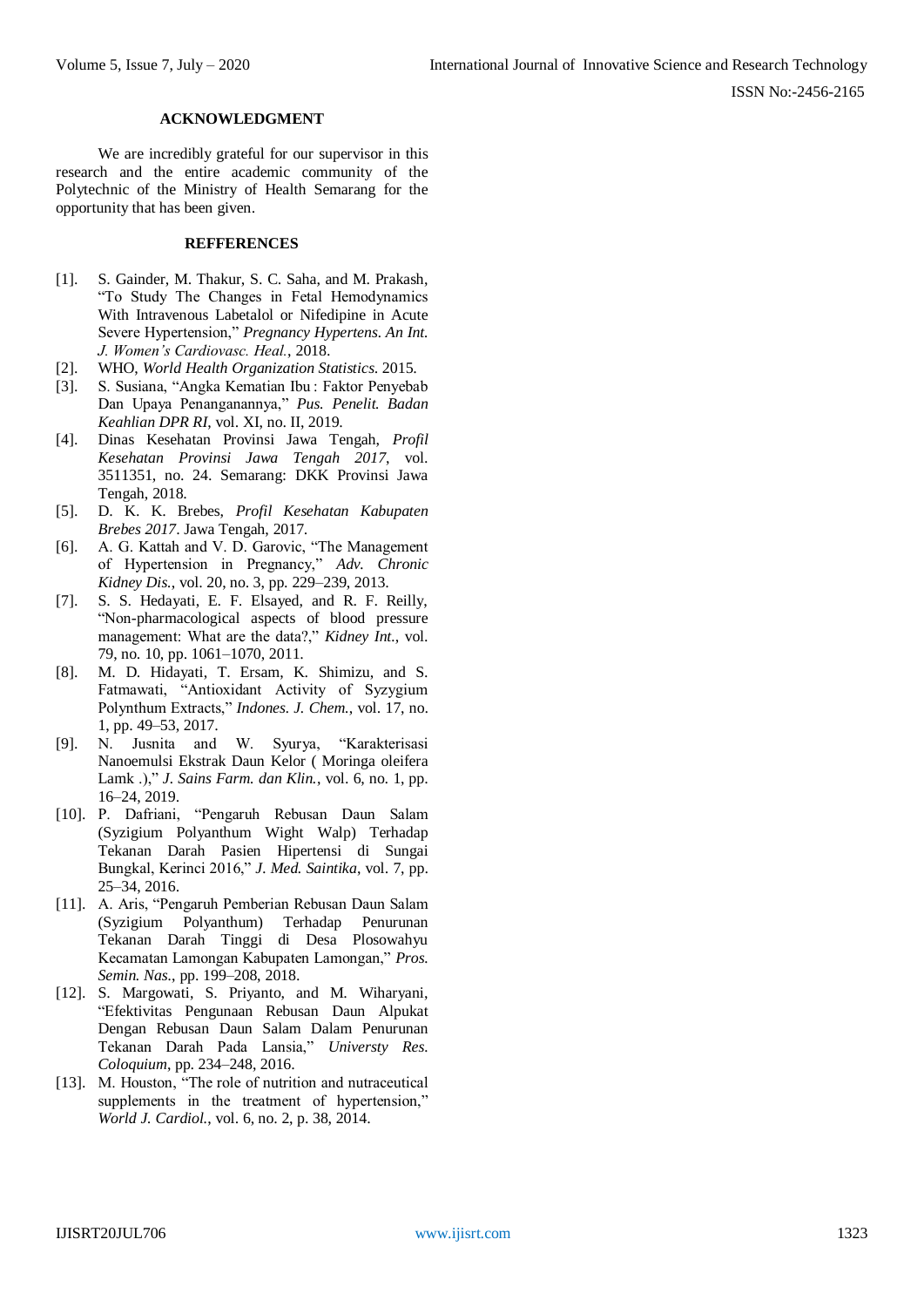## ACKNOWLEDGMENT

We are incredibly grateful for our supervisor in this research and the entire academic community of the Polytechnic of the Ministry of Health Semarang for the opportunity that has been given.

## REFFERENCES

[1]. S. Gainder, M. Thakur, S. C. Saha, and M. Prakash, "To Study The Changes in Fetal Hemodynamics With Intravenous Labetalol or Nifedipine in Acute Severe Hypertension," *Pregnancy Hypertens. An Int. J. Women's Cardiovasc. Heal.*, 2018.

[2]. WHO, *World Health Organization Statistics*. 2015.

[3]. S. Susiana, "Angka Kematian Ibu : Faktor Penyebab Dan Upaya Penanganannya," *Pus. Penelit. Badan Keahlian DPR RI*, vol. XI, no. II, 2019.

[4]. Dinas Kesehatan Provinsi Jawa Tengah, *Profil Kesehatan Provinsi Jawa Tengah 2017*, vol. 3511351, no. 24. Semarang: DKK Provinsi Jawa Tengah, 2018.

[5]. D. K. K. Brebes, *Profil Kesehatan Kabupaten Brebes 2017*. Jawa Tengah, 2017.

[6]. A. G. Kattah and V. D. Garovic, "The Management of Hypertension in Pregnancy," *Adv. Chronic Kidney Dis.*, vol. 20, no. 3, pp. 229–239, 2013.

[7]. S. S. Hedayati, E. F. Elsayed, and R. F. Reilly, "Non-pharmacological aspects of blood pressure management: What are the data?," *Kidney Int.*, vol. 79, no. 10, pp. 1061–1070, 2011.

[8]. M. D. Hidayati, T. Ersam, K. Shimizu, and S. Fatmawati, "Antioxidant Activity of Syzygium Polynthum Extracts," *Indones. J. Chem.*, vol. 17, no. 1, pp. 49–53, 2017.

[9]. N. Jusnita and W. Syurya, "Karakterisasi Nanoemulsi Ekstrak Daun Kelor ( Moringa oleifera Lamk .)," *J. Sains Farm. dan Klin.*, vol. 6, no. 1, pp. 16–24, 2019.

[10]. P. Dafriani, "Pengaruh Rebusan Daun Salam (Syzigium Polyanthum Wight Walp) Terhadap Tekanan Darah Pasien Hipertensi di Sungai Bungkal, Kerinci 2016," *J. Med. Saintika*, vol. 7, pp. 25–34, 2016.

[11]. A. Aris, "Pengaruh Pemberian Rebusan Daun Salam (Syzigium Polyanthum) Terhadap Penurunan Tekanan Darah Tinggi di Desa Plosowahyu Kecamatan Lamongan Kabupaten Lamongan," *Pros. Semin. Nas.*, pp. 199–208, 2018.

[12]. S. Margowati, S. Priyanto, and M. Wiharyani, "Efektivitas Pengunaan Rebusan Daun Alpukat Dengan Rebusan Daun Salam Dalam Penurunan Tekanan Darah Pada Lansia," *Universty Res. Coloquium*, pp. 234–248, 2016.

[13]. M. Houston, "The role of nutrition and nutraceutical supplements in the treatment of hypertension," *World J. Cardiol.*, vol. 6, no. 2, p. 38, 2014.